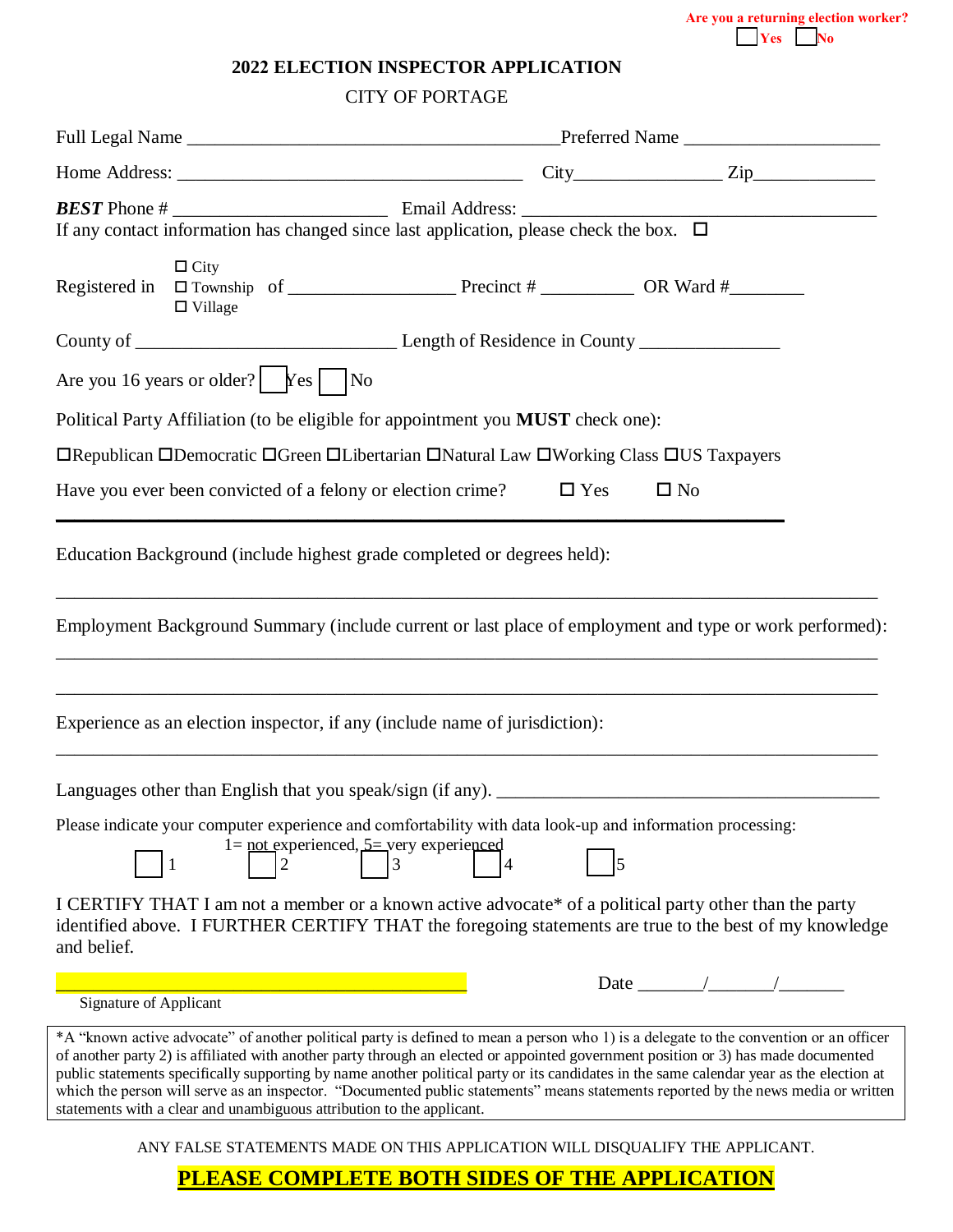**Are you a returning election worker?** ☐ Yes ☐ No

## 2022 ELECTION INSPECTOR APPLICATION

CITY OF PORTAGE

Full Legal Name ________________________________________ Preferred Name ____________________

Home Address: _____________________________________ City_______________ Zip_____________

***BEST*** Phone # ______________________ Email Address: ______________________________________

If any contact information has changed since last application, please check the box. ☐

Registered in ☐ City ☐ Township ☐ Village of _________________ Precinct # __________ OR Ward #________

County of ___________________________ Length of Residence in County ______________

Are you 16 years or older? ☐ Yes ☐ No

Political Party Affiliation (to be eligible for appointment you **MUST** check one):

☐Republican ☐Democratic ☐Green ☐Libertarian ☐Natural Law ☐Working Class ☐US Taxpayers

Have you ever been convicted of a felony or election crime? ☐ Yes ☐ No

---

Education Background (include highest grade completed or degrees held):

_______________________________________________________________________________

Employment Background Summary (include current or last place of employment and type or work performed):

_______________________________________________________________________________

_______________________________________________________________________________

Experience as an election inspector, if any (include name of jurisdiction):

_______________________________________________________________________________

Languages other than English that you speak/sign (if any). ________________________________________

Please indicate your computer experience and comfortability with data look-up and information processing:

1= not experienced, 5= very experienced

☐ 1 ☐ 2 ☐ 3 ☐ 4 ☐ 5

I CERTIFY THAT I am not a member or a known active advocate* of a political party other than the party identified above. I FURTHER CERTIFY THAT the foregoing statements are true to the best of my knowledge and belief.

_____________________________________________ Date _______/_______/_______

Signature of Applicant

*A "known active advocate" of another political party is defined to mean a person who 1) is a delegate to the convention or an officer of another party 2) is affiliated with another party through an elected or appointed government position or 3) has made documented public statements specifically supporting by name another political party or its candidates in the same calendar year as the election at which the person will serve as an inspector. "Documented public statements" means statements reported by the news media or written statements with a clear and unambiguous attribution to the applicant.

ANY FALSE STATEMENTS MADE ON THIS APPLICATION WILL DISQUALIFY THE APPLICANT.

**PLEASE COMPLETE BOTH SIDES OF THE APPLICATION**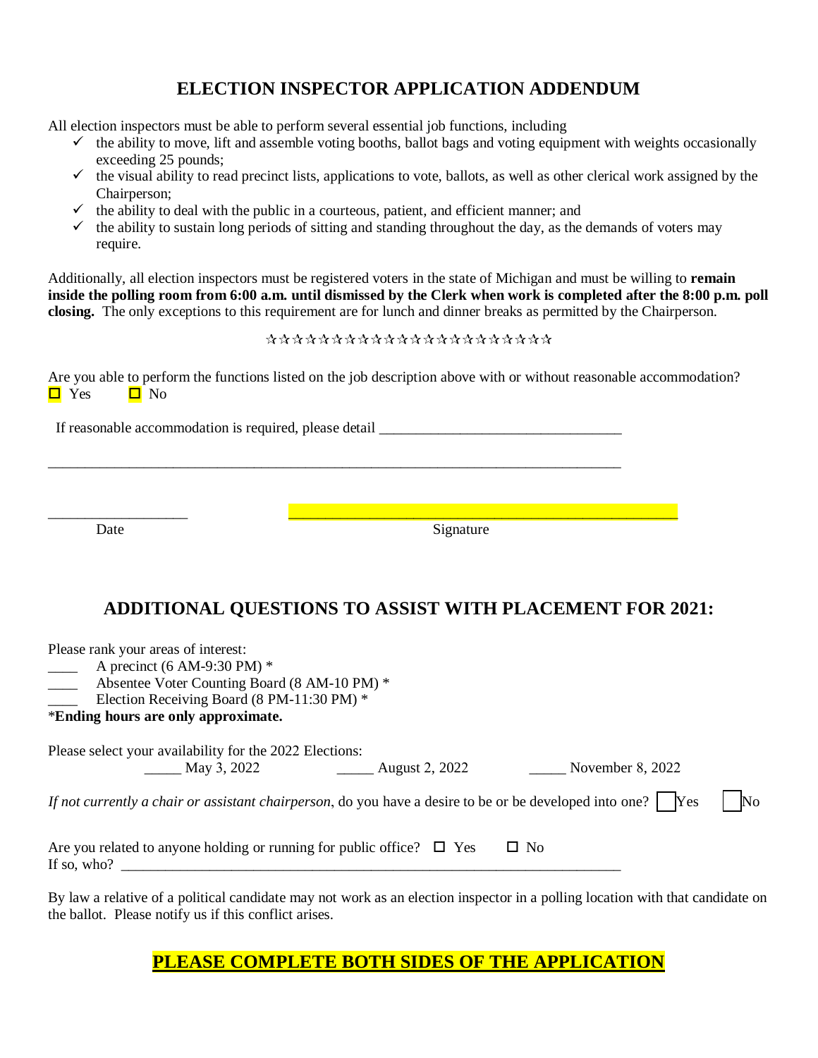# ELECTION INSPECTOR APPLICATION ADDENDUM

All election inspectors must be able to perform several essential job functions, including

- ✓ the ability to move, lift and assemble voting booths, ballot bags and voting equipment with weights occasionally exceeding 25 pounds;
- ✓ the visual ability to read precinct lists, applications to vote, ballots, as well as other clerical work assigned by the Chairperson;
- ✓ the ability to deal with the public in a courteous, patient, and efficient manner; and
- ✓ the ability to sustain long periods of sitting and standing throughout the day, as the demands of voters may require.

Additionally, all election inspectors must be registered voters in the state of Michigan and must be willing to **remain inside the polling room from 6:00 a.m. until dismissed by the Clerk when work is completed after the 8:00 p.m. poll closing.** The only exceptions to this requirement are for lunch and dinner breaks as permitted by the Chairperson.

☆☆☆☆☆☆☆☆☆☆☆☆☆☆☆☆☆☆☆☆☆☆☆☆

Are you able to perform the functions listed on the job description above with or without reasonable accommodation?
☐ Yes ☐ No

If reasonable accommodation is required, please detail ________________________________

____________________________________________________________________________

__________________ ____________________________________________________
Date Signature

## ADDITIONAL QUESTIONS TO ASSIST WITH PLACEMENT FOR 2021:

Please rank your areas of interest:

____ A precinct (6 AM-9:30 PM) *
____ Absentee Voter Counting Board (8 AM-10 PM) *
____ Election Receiving Board (8 PM-11:30 PM) *

***Ending hours are only approximate.**

Please select your availability for the 2022 Elections:

_____ May 3, 2022 _____ August 2, 2022 _____ November 8, 2022

*If not currently a chair or assistant chairperson*, do you have a desire to be or be developed into one? ☐ Yes ☐ No

Are you related to anyone holding or running for public office? ☐ Yes ☐ No
If so, who? ________________________________________________________________

By law a relative of a political candidate may not work as an election inspector in a polling location with that candidate on the ballot. Please notify us if this conflict arises.

**PLEASE COMPLETE BOTH SIDES OF THE APPLICATION**